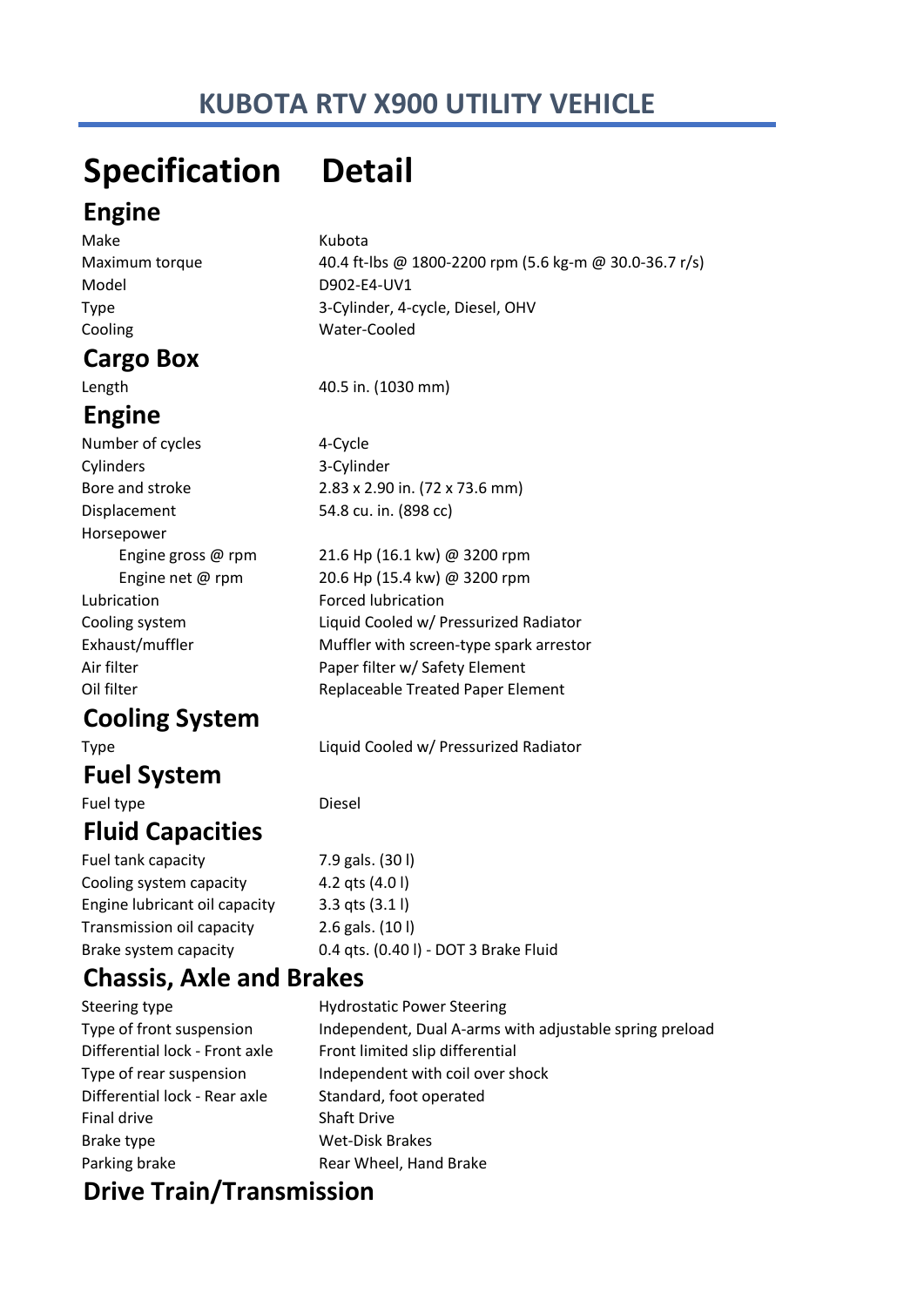# KUBOTA RTV X900 UTILITY VEHICLE

| Specification | Detail |
|---|---|
| **Engine** | |
| Make | Kubota |
| Maximum torque | 40.4 ft-lbs @ 1800-2200 rpm (5.6 kg-m @ 30.0-36.7 r/s) |
| Model | D902-E4-UV1 |
| Type | 3-Cylinder, 4-cycle, Diesel, OHV |
| Cooling | Water-Cooled |
| **Cargo Box** | |
| Length | 40.5 in. (1030 mm) |
| **Engine** | |
| Number of cycles | 4-Cycle |
| Cylinders | 3-Cylinder |
| Bore and stroke | 2.83 x 2.90 in. (72 x 73.6 mm) |
| Displacement | 54.8 cu. in. (898 cc) |
| Horsepower | |
| Engine gross @ rpm | 21.6 Hp (16.1 kw) @ 3200 rpm |
| Engine net @ rpm | 20.6 Hp (15.4 kw) @ 3200 rpm |
| Lubrication | Forced lubrication |
| Cooling system | Liquid Cooled w/ Pressurized Radiator |
| Exhaust/muffler | Muffler with screen-type spark arrestor |
| Air filter | Paper filter w/ Safety Element |
| Oil filter | Replaceable Treated Paper Element |
| **Cooling System** | |
| Type | Liquid Cooled w/ Pressurized Radiator |
| **Fuel System** | |
| Fuel type | Diesel |
| **Fluid Capacities** | |
| Fuel tank capacity | 7.9 gals. (30 l) |
| Cooling system capacity | 4.2 qts (4.0 l) |
| Engine lubricant oil capacity | 3.3 qts (3.1 l) |
| Transmission oil capacity | 2.6 gals. (10 l) |
| Brake system capacity | 0.4 qts. (0.40 l) - DOT 3 Brake Fluid |
| **Chassis, Axle and Brakes** | |
| Steering type | Hydrostatic Power Steering |
| Type of front suspension | Independent, Dual A-arms with adjustable spring preload |
| Differential lock - Front axle | Front limited slip differential |
| Type of rear suspension | Independent with coil over shock |
| Differential lock - Rear axle | Standard, foot operated |
| Final drive | Shaft Drive |
| Brake type | Wet-Disk Brakes |
| Parking brake | Rear Wheel, Hand Brake |
| **Drive Train/Transmission** | |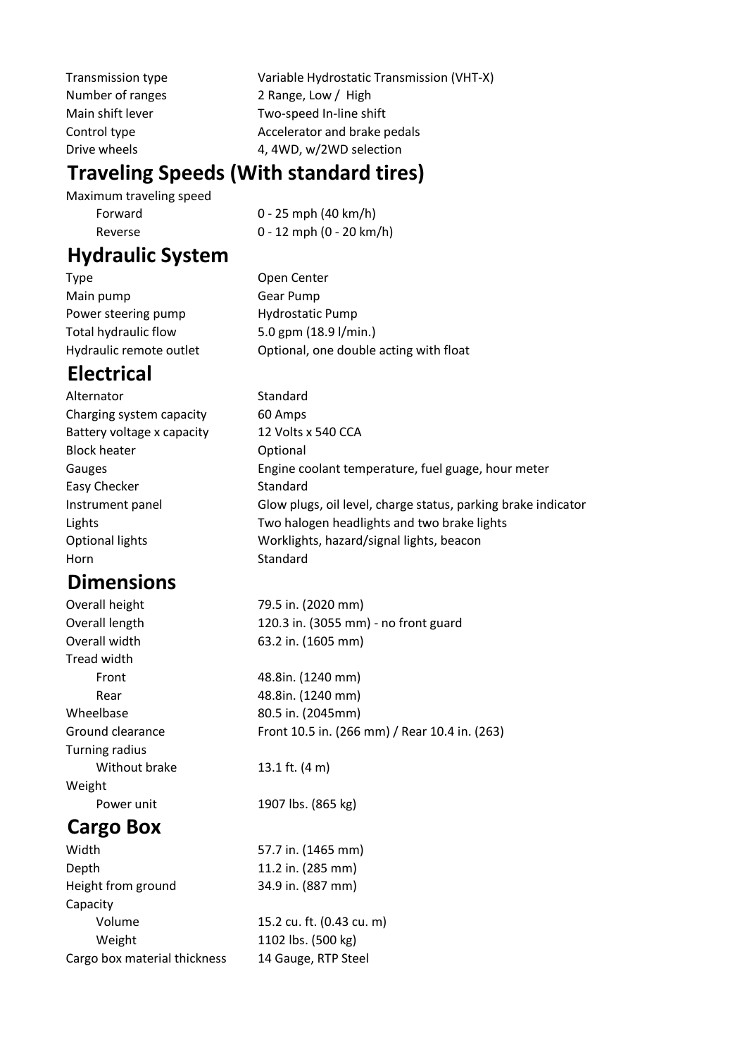| | |
|---|---|
| Transmission type | Variable Hydrostatic Transmission (VHT-X) |
| Number of ranges | 2 Range, Low / High |
| Main shift lever | Two-speed In-line shift |
| Control type | Accelerator and brake pedals |
| Drive wheels | 4, 4WD, w/2WD selection |

## Traveling Speeds (With standard tires)

| | |
|---|---|
| Maximum traveling speed | |
| Forward | 0 - 25 mph (40 km/h) |
| Reverse | 0 - 12 mph (0 - 20 km/h) |

## Hydraulic System

| | |
|---|---|
| Type | Open Center |
| Main pump | Gear Pump |
| Power steering pump | Hydrostatic Pump |
| Total hydraulic flow | 5.0 gpm (18.9 l/min.) |
| Hydraulic remote outlet | Optional, one double acting with float |

## Electrical

| | |
|---|---|
| Alternator | Standard |
| Charging system capacity | 60 Amps |
| Battery voltage x capacity | 12 Volts x 540 CCA |
| Block heater | Optional |
| Gauges | Engine coolant temperature, fuel guage, hour meter |
| Easy Checker | Standard |
| Instrument panel | Glow plugs, oil level, charge status, parking brake indicator |
| Lights | Two halogen headlights and two brake lights |
| Optional lights | Worklights, hazard/signal lights, beacon |
| Horn | Standard |

## Dimensions

| | |
|---|---|
| Overall height | 79.5 in. (2020 mm) |
| Overall length | 120.3 in. (3055 mm) - no front guard |
| Overall width | 63.2 in. (1605 mm) |
| Tread width | |
| Front | 48.8in. (1240 mm) |
| Rear | 48.8in. (1240 mm) |
| Wheelbase | 80.5 in. (2045mm) |
| Ground clearance | Front 10.5 in. (266 mm) / Rear 10.4 in. (263) |
| Turning radius | |
| Without brake | 13.1 ft. (4 m) |
| Weight | |
| Power unit | 1907 lbs. (865 kg) |

## Cargo Box

| | |
|---|---|
| Width | 57.7 in. (1465 mm) |
| Depth | 11.2 in. (285 mm) |
| Height from ground | 34.9 in. (887 mm) |
| Capacity | |
| Volume | 15.2 cu. ft. (0.43 cu. m) |
| Weight | 1102 lbs. (500 kg) |
| Cargo box material thickness | 14 Gauge, RTP Steel |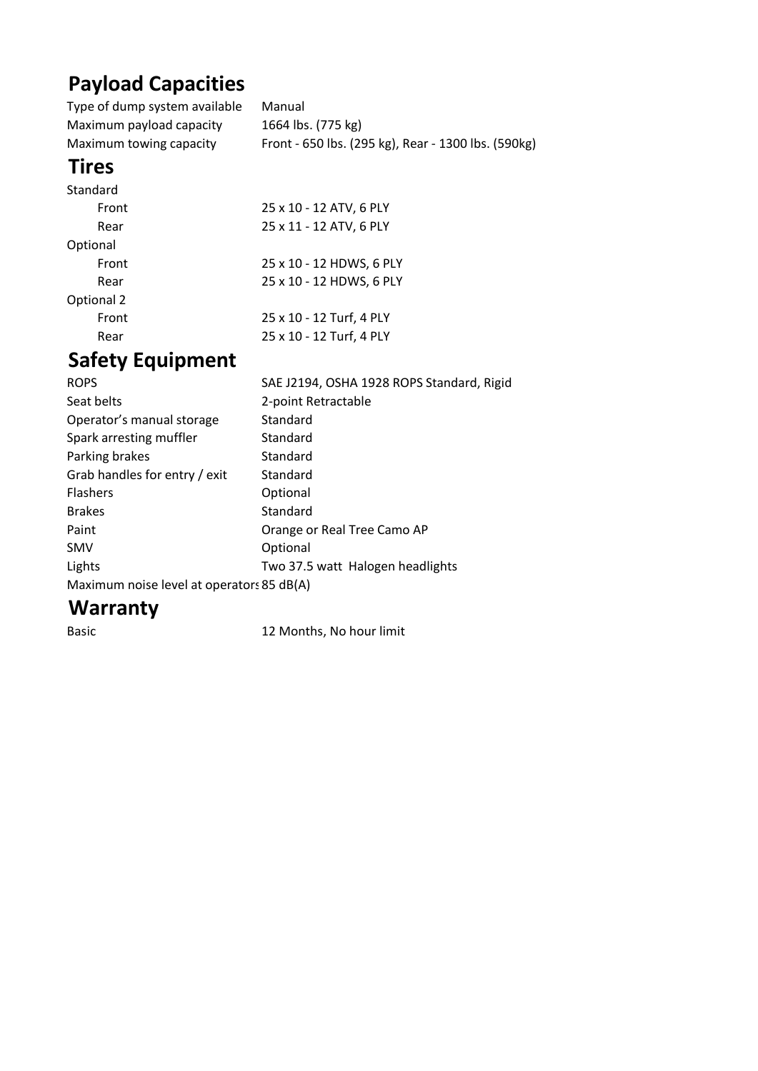## Payload Capacities

| | |
|---|---|
| Type of dump system available | Manual |
| Maximum payload capacity | 1664 lbs. (775 kg) |
| Maximum towing capacity | Front - 650 lbs. (295 kg), Rear - 1300 lbs. (590kg) |

## Tires

| | |
|---|---|
| Standard | |
| Front | 25 x 10 - 12 ATV, 6 PLY |
| Rear | 25 x 11 - 12 ATV, 6 PLY |
| Optional | |
| Front | 25 x 10 - 12 HDWS, 6 PLY |
| Rear | 25 x 10 - 12 HDWS, 6 PLY |
| Optional 2 | |
| Front | 25 x 10 - 12 Turf, 4 PLY |
| Rear | 25 x 10 - 12 Turf, 4 PLY |

## Safety Equipment

| | |
|---|---|
| ROPS | SAE J2194, OSHA 1928 ROPS Standard, Rigid |
| Seat belts | 2-point Retractable |
| Operator's manual storage | Standard |
| Spark arresting muffler | Standard |
| Parking brakes | Standard |
| Grab handles for entry / exit | Standard |
| Flashers | Optional |
| Brakes | Standard |
| Paint | Orange or Real Tree Camo AP |
| SMV | Optional |
| Lights | Two 37.5 watt Halogen headlights |
| Maximum noise level at operators | 85 dB(A) |

## Warranty

| | |
|---|---|
| Basic | 12 Months, No hour limit |